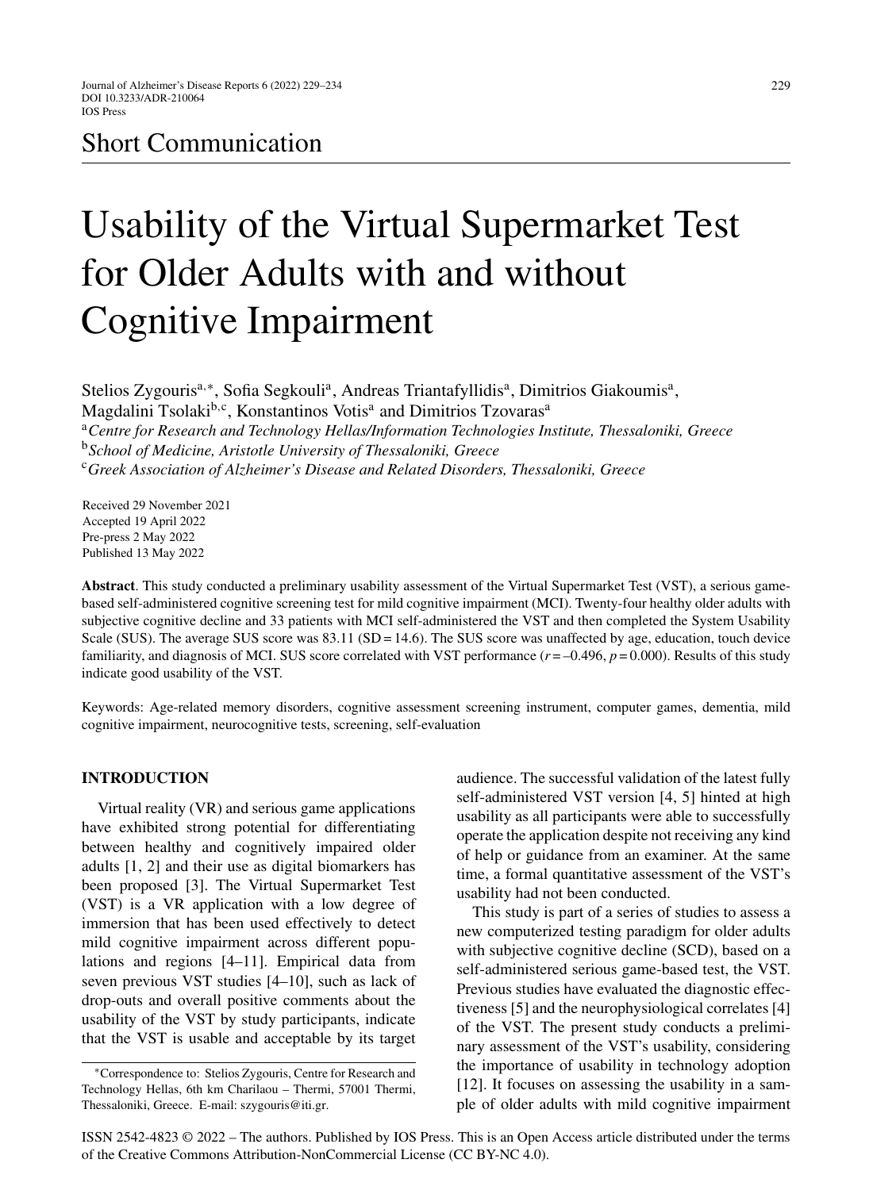Short Communication

# Usability of the Virtual Supermarket Test for Older Adults with and without Cognitive Impairment

Stelios Zygouris[a,*], Sofia Segkouli[a], Andreas Triantafyllidis[a], Dimitrios Giakoumis[a], Magdalini Tsolaki[b,c], Konstantinos Votis[a] and Dimitrios Tzovaras[a]

[a] *Centre for Research and Technology Hellas/Information Technologies Institute, Thessaloniki, Greece*
[b] *School of Medicine, Aristotle University of Thessaloniki, Greece*
[c] *Greek Association of Alzheimer's Disease and Related Disorders, Thessaloniki, Greece*

Received 29 November 2021
Accepted 19 April 2022
Pre-press 2 May 2022
Published 13 May 2022

**Abstract**. This study conducted a preliminary usability assessment of the Virtual Supermarket Test (VST), a serious game-based self-administered cognitive screening test for mild cognitive impairment (MCI). Twenty-four healthy older adults with subjective cognitive decline and 33 patients with MCI self-administered the VST and then completed the System Usability Scale (SUS). The average SUS score was 83.11 (SD = 14.6). The SUS score was unaffected by age, education, touch device familiarity, and diagnosis of MCI. SUS score correlated with VST performance ($r = -0.496$, $p = 0.000$). Results of this study indicate good usability of the VST.

Keywords: Age-related memory disorders, cognitive assessment screening instrument, computer games, dementia, mild cognitive impairment, neurocognitive tests, screening, self-evaluation

## INTRODUCTION

Virtual reality (VR) and serious game applications have exhibited strong potential for differentiating between healthy and cognitively impaired older adults [1, 2] and their use as digital biomarkers has been proposed [3]. The Virtual Supermarket Test (VST) is a VR application with a low degree of immersion that has been used effectively to detect mild cognitive impairment across different populations and regions [4–11]. Empirical data from seven previous VST studies [4–10], such as lack of drop-outs and overall positive comments about the usability of the VST by study participants, indicate that the VST is usable and acceptable by its target audience. The successful validation of the latest fully self-administered VST version [4, 5] hinted at high usability as all participants were able to successfully operate the application despite not receiving any kind of help or guidance from an examiner. At the same time, a formal quantitative assessment of the VST's usability had not been conducted.

This study is part of a series of studies to assess a new computerized testing paradigm for older adults with subjective cognitive decline (SCD), based on a self-administered serious game-based test, the VST. Previous studies have evaluated the diagnostic effectiveness [5] and the neurophysiological correlates [4] of the VST. The present study conducts a preliminary assessment of the VST's usability, considering the importance of usability in technology adoption [12]. It focuses on assessing the usability in a sample of older adults with mild cognitive impairment

*Correspondence to: Stelios Zygouris, Centre for Research and Technology Hellas, 6th km Charilaou – Thermi, 57001 Thermi, Thessaloniki, Greece. E-mail: szygouris@iti.gr.

ISSN 2542-4823 © 2022 – The authors. Published by IOS Press. This is an Open Access article distributed under the terms of the Creative Commons Attribution-NonCommercial License (CC BY-NC 4.0).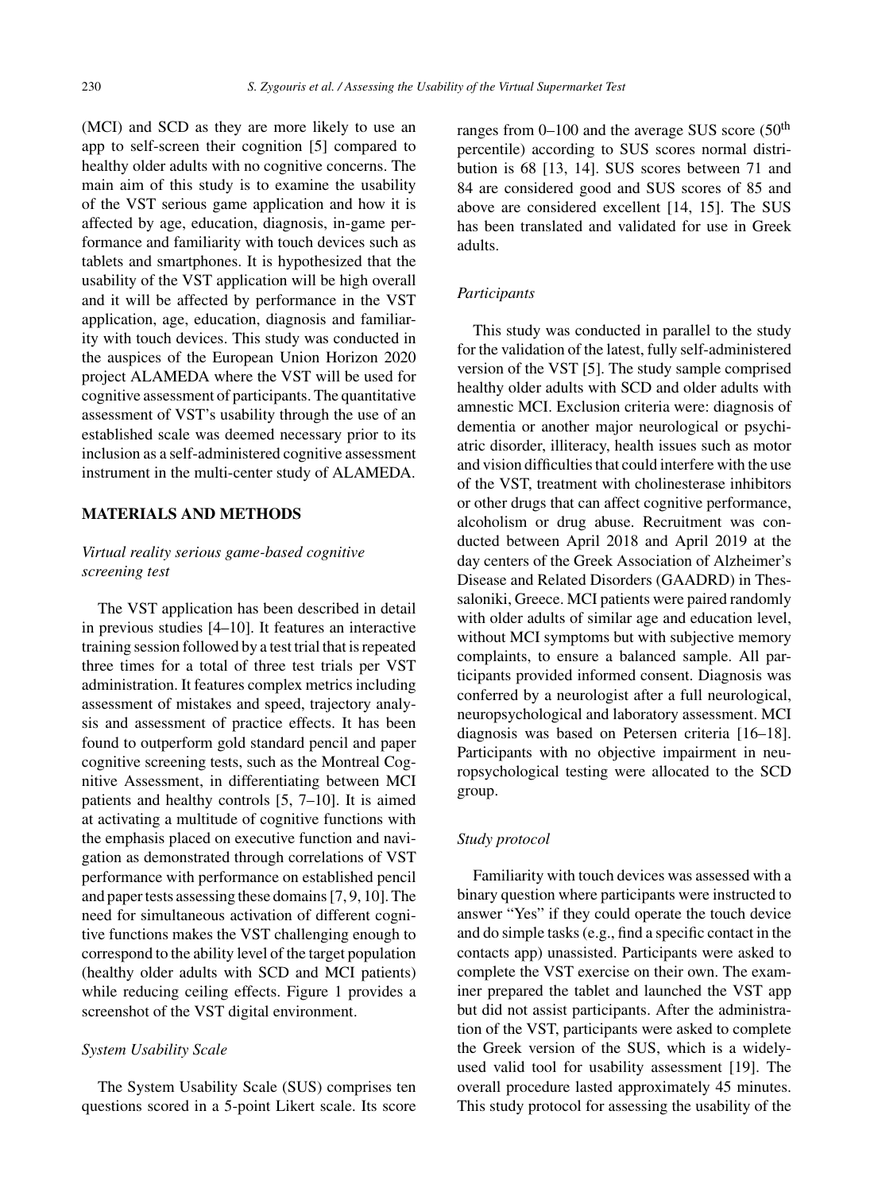(MCI) and SCD as they are more likely to use an app to self-screen their cognition [5] compared to healthy older adults with no cognitive concerns. The main aim of this study is to examine the usability of the VST serious game application and how it is affected by age, education, diagnosis, in-game performance and familiarity with touch devices such as tablets and smartphones. It is hypothesized that the usability of the VST application will be high overall and it will be affected by performance in the VST application, age, education, diagnosis and familiarity with touch devices. This study was conducted in the auspices of the European Union Horizon 2020 project ALAMEDA where the VST will be used for cognitive assessment of participants. The quantitative assessment of VST's usability through the use of an established scale was deemed necessary prior to its inclusion as a self-administered cognitive assessment instrument in the multi-center study of ALAMEDA.

## MATERIALS AND METHODS

### *Virtual reality serious game-based cognitive screening test*

The VST application has been described in detail in previous studies [4–10]. It features an interactive training session followed by a test trial that is repeated three times for a total of three test trials per VST administration. It features complex metrics including assessment of mistakes and speed, trajectory analysis and assessment of practice effects. It has been found to outperform gold standard pencil and paper cognitive screening tests, such as the Montreal Cognitive Assessment, in differentiating between MCI patients and healthy controls [5, 7–10]. It is aimed at activating a multitude of cognitive functions with the emphasis placed on executive function and navigation as demonstrated through correlations of VST performance with performance on established pencil and paper tests assessing these domains [7, 9, 10]. The need for simultaneous activation of different cognitive functions makes the VST challenging enough to correspond to the ability level of the target population (healthy older adults with SCD and MCI patients) while reducing ceiling effects. Figure 1 provides a screenshot of the VST digital environment.

### *System Usability Scale*

The System Usability Scale (SUS) comprises ten questions scored in a 5-point Likert scale. Its score ranges from 0–100 and the average SUS score (50$^{th}$ percentile) according to SUS scores normal distribution is 68 [13, 14]. SUS scores between 71 and 84 are considered good and SUS scores of 85 and above are considered excellent [14, 15]. The SUS has been translated and validated for use in Greek adults.

### *Participants*

This study was conducted in parallel to the study for the validation of the latest, fully self-administered version of the VST [5]. The study sample comprised healthy older adults with SCD and older adults with amnestic MCI. Exclusion criteria were: diagnosis of dementia or another major neurological or psychiatric disorder, illiteracy, health issues such as motor and vision difficulties that could interfere with the use of the VST, treatment with cholinesterase inhibitors or other drugs that can affect cognitive performance, alcoholism or drug abuse. Recruitment was conducted between April 2018 and April 2019 at the day centers of the Greek Association of Alzheimer's Disease and Related Disorders (GAADRD) in Thessaloniki, Greece. MCI patients were paired randomly with older adults of similar age and education level, without MCI symptoms but with subjective memory complaints, to ensure a balanced sample. All participants provided informed consent. Diagnosis was conferred by a neurologist after a full neurological, neuropsychological and laboratory assessment. MCI diagnosis was based on Petersen criteria [16–18]. Participants with no objective impairment in neuropsychological testing were allocated to the SCD group.

### *Study protocol*

Familiarity with touch devices was assessed with a binary question where participants were instructed to answer "Yes" if they could operate the touch device and do simple tasks (e.g., find a specific contact in the contacts app) unassisted. Participants were asked to complete the VST exercise on their own. The examiner prepared the tablet and launched the VST app but did not assist participants. After the administration of the VST, participants were asked to complete the Greek version of the SUS, which is a widely-used valid tool for usability assessment [19]. The overall procedure lasted approximately 45 minutes. This study protocol for assessing the usability of the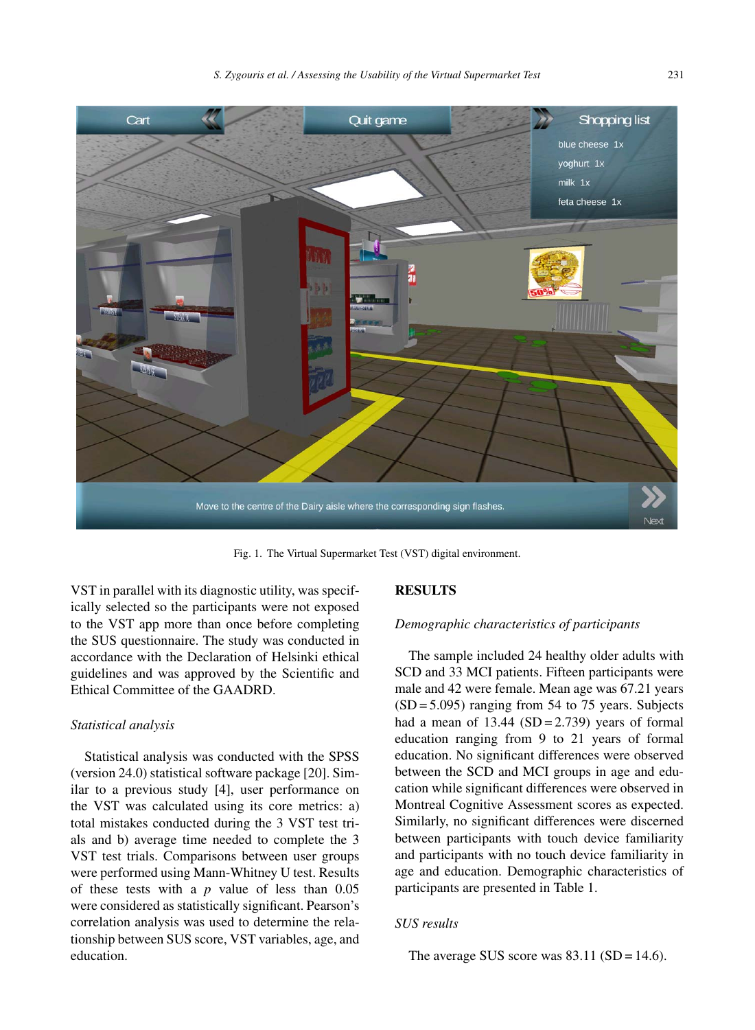Fig. 1. The Virtual Supermarket Test (VST) digital environment.

VST in parallel with its diagnostic utility, was specifically selected so the participants were not exposed to the VST app more than once before completing the SUS questionnaire. The study was conducted in accordance with the Declaration of Helsinki ethical guidelines and was approved by the Scientific and Ethical Committee of the GAADRD.

### *Statistical analysis*

Statistical analysis was conducted with the SPSS (version 24.0) statistical software package [20]. Similar to a previous study [4], user performance on the VST was calculated using its core metrics: a) total mistakes conducted during the 3 VST test trials and b) average time needed to complete the 3 VST test trials. Comparisons between user groups were performed using Mann-Whitney U test. Results of these tests with a $p$ value of less than 0.05 were considered as statistically significant. Pearson's correlation analysis was used to determine the relationship between SUS score, VST variables, age, and education.

## RESULTS

### *Demographic characteristics of participants*

The sample included 24 healthy older adults with SCD and 33 MCI patients. Fifteen participants were male and 42 were female. Mean age was 67.21 years (SD = 5.095) ranging from 54 to 75 years. Subjects had a mean of 13.44 (SD = 2.739) years of formal education ranging from 9 to 21 years of formal education. No significant differences were observed between the SCD and MCI groups in age and education while significant differences were observed in Montreal Cognitive Assessment scores as expected. Similarly, no significant differences were discerned between participants with touch device familiarity and participants with no touch device familiarity in age and education. Demographic characteristics of participants are presented in Table 1.

### *SUS results*

The average SUS score was 83.11 (SD = 14.6).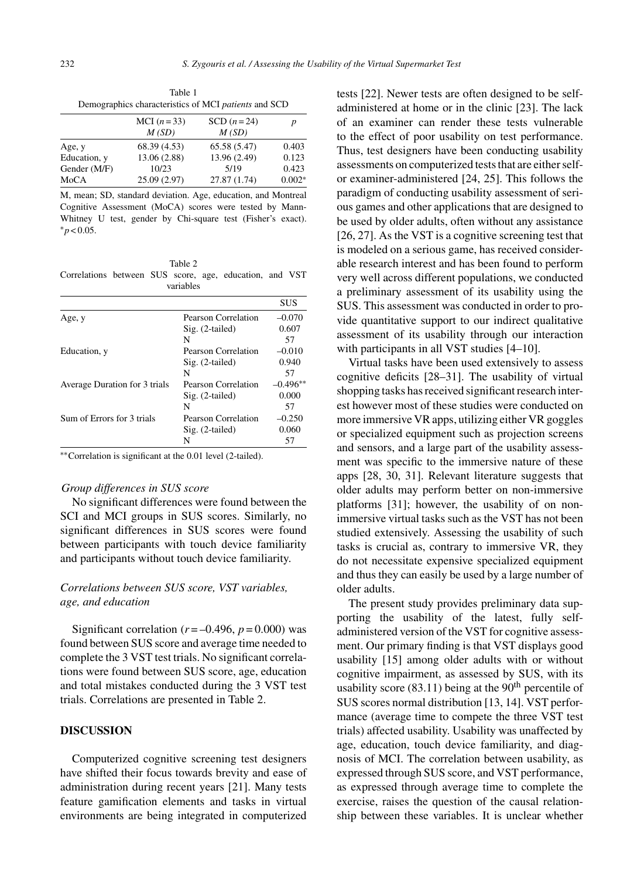Table 1
Demographics characteristics of MCI *patients* and SCD

| | MCI ($n = 33$) *M (SD)* | SCD ($n = 24$) *M (SD)* | *p* |
|---|---|---|---|
| Age, y | 68.39 (4.53) | 65.58 (5.47) | 0.403 |
| Education, y | 13.06 (2.88) | 13.96 (2.49) | 0.123 |
| Gender (M/F) | 10/23 | 5/19 | 0.423 |
| MoCA | 25.09 (2.97) | 27.87 (1.74) | 0.002* |

M, mean; SD, standard deviation. Age, education, and Montreal Cognitive Assessment (MoCA) scores were tested by Mann-Whitney U test, gender by Chi-square test (Fisher's exact). *$p < 0.05$.

Table 2
Correlations between SUS score, age, education, and VST variables

| | | SUS |
|---|---|---|
| Age, y | Pearson Correlation | –0.070 |
| | Sig. (2-tailed) | 0.607 |
| | N | 57 |
| Education, y | Pearson Correlation | –0.010 |
| | Sig. (2-tailed) | 0.940 |
| | N | 57 |
| Average Duration for 3 trials | Pearson Correlation | –0.496** |
| | Sig. (2-tailed) | 0.000 |
| | N | 57 |
| Sum of Errors for 3 trials | Pearson Correlation | –0.250 |
| | Sig. (2-tailed) | 0.060 |
| | N | 57 |

**Correlation is significant at the 0.01 level (2-tailed).

*Group differences in SUS score*

No significant differences were found between the SCI and MCI groups in SUS scores. Similarly, no significant differences in SUS scores were found between participants with touch device familiarity and participants without touch device familiarity.

### *Correlations between SUS score, VST variables, age, and education*

Significant correlation ($r = -0.496$, $p = 0.000$) was found between SUS score and average time needed to complete the 3 VST test trials. No significant correlations were found between SUS score, age, education and total mistakes conducted during the 3 VST test trials. Correlations are presented in Table 2.

## DISCUSSION

Computerized cognitive screening test designers have shifted their focus towards brevity and ease of administration during recent years [21]. Many tests feature gamification elements and tasks in virtual environments are being integrated in computerized tests [22]. Newer tests are often designed to be self-administered at home or in the clinic [23]. The lack of an examiner can render these tests vulnerable to the effect of poor usability on test performance. Thus, test designers have been conducting usability assessments on computerized tests that are either self- or examiner-administered [24, 25]. This follows the paradigm of conducting usability assessment of serious games and other applications that are designed to be used by older adults, often without any assistance [26, 27]. As the VST is a cognitive screening test that is modeled on a serious game, has received considerable research interest and has been found to perform very well across different populations, we conducted a preliminary assessment of its usability using the SUS. This assessment was conducted in order to provide quantitative support to our indirect qualitative assessment of its usability through our interaction with participants in all VST studies [4–10].

Virtual tasks have been used extensively to assess cognitive deficits [28–31]. The usability of virtual shopping tasks has received significant research interest however most of these studies were conducted on more immersive VR apps, utilizing either VR goggles or specialized equipment such as projection screens and sensors, and a large part of the usability assessment was specific to the immersive nature of these apps [28, 30, 31]. Relevant literature suggests that older adults may perform better on non-immersive platforms [31]; however, the usability of on non-immersive virtual tasks such as the VST has not been studied extensively. Assessing the usability of such tasks is crucial as, contrary to immersive VR, they do not necessitate expensive specialized equipment and thus they can easily be used by a large number of older adults.

The present study provides preliminary data supporting the usability of the latest, fully self-administered version of the VST for cognitive assessment. Our primary finding is that VST displays good usability [15] among older adults with or without cognitive impairment, as assessed by SUS, with its usability score (83.11) being at the 90th percentile of SUS scores normal distribution [13, 14]. VST performance (average time to compete the three VST test trials) affected usability. Usability was unaffected by age, education, touch device familiarity, and diagnosis of MCI. The correlation between usability, as expressed through SUS score, and VST performance, as expressed through average time to complete the exercise, raises the question of the causal relationship between these variables. It is unclear whether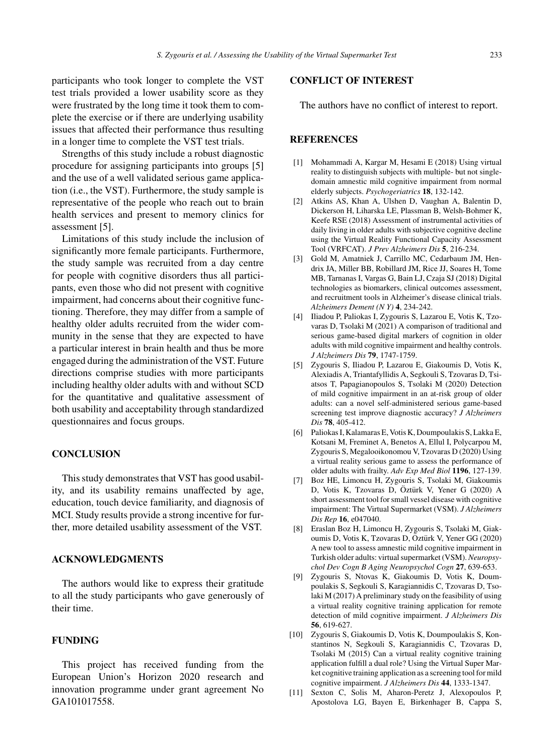participants who took longer to complete the VST test trials provided a lower usability score as they were frustrated by the long time it took them to complete the exercise or if there are underlying usability issues that affected their performance thus resulting in a longer time to complete the VST test trials.

Strengths of this study include a robust diagnostic procedure for assigning participants into groups [5] and the use of a well validated serious game application (i.e., the VST). Furthermore, the study sample is representative of the people who reach out to brain health services and present to memory clinics for assessment [5].

Limitations of this study include the inclusion of significantly more female participants. Furthermore, the study sample was recruited from a day centre for people with cognitive disorders thus all participants, even those who did not present with cognitive impairment, had concerns about their cognitive functioning. Therefore, they may differ from a sample of healthy older adults recruited from the wider community in the sense that they are expected to have a particular interest in brain health and thus be more engaged during the administration of the VST. Future directions comprise studies with more participants including healthy older adults with and without SCD for the quantitative and qualitative assessment of both usability and acceptability through standardized questionnaires and focus groups.

## CONCLUSION

This study demonstrates that VST has good usability, and its usability remains unaffected by age, education, touch device familiarity, and diagnosis of MCI. Study results provide a strong incentive for further, more detailed usability assessment of the VST.

## ACKNOWLEDGMENTS

The authors would like to express their gratitude to all the study participants who gave generously of their time.

## FUNDING

This project has received funding from the European Union's Horizon 2020 research and innovation programme under grant agreement No GA101017558.

## CONFLICT OF INTEREST

The authors have no conflict of interest to report.

## REFERENCES

[1] Mohammadi A, Kargar M, Hesami E (2018) Using virtual reality to distinguish subjects with multiple- but not single-domain amnestic mild cognitive impairment from normal elderly subjects. *Psychogeriatrics* **18**, 132-142.

[2] Atkins AS, Khan A, Ulshen D, Vaughan A, Balentin D, Dickerson H, Liharska LE, Plassman B, Welsh-Bohmer K, Keefe RSE (2018) Assessment of instrumental activities of daily living in older adults with subjective cognitive decline using the Virtual Reality Functional Capacity Assessment Tool (VRFCAT). *J Prev Alzheimers Dis* **5**, 216-234.

[3] Gold M, Amatniek J, Carrillo MC, Cedarbaum JM, Hendrix JA, Miller BB, Robillard JM, Rice JJ, Soares H, Tome MB, Tarnanas I, Vargas G, Bain LJ, Czaja SJ (2018) Digital technologies as biomarkers, clinical outcomes assessment, and recruitment tools in Alzheimer's disease clinical trials. *Alzheimers Dement (N Y)* **4**, 234-242.

[4] Iliadou P, Paliokas I, Zygouris S, Lazarou E, Votis K, Tzovaras D, Tsolaki M (2021) A comparison of traditional and serious game-based digital markers of cognition in older adults with mild cognitive impairment and healthy controls. *J Alzheimers Dis* **79**, 1747-1759.

[5] Zygouris S, Iliadou P, Lazarou E, Giakoumis D, Votis K, Alexiadis A, Triantafyllidis A, Segkouli S, Tzovaras D, Tsiatsos T, Papagianopoulos S, Tsolaki M (2020) Detection of mild cognitive impairment in an at-risk group of older adults: can a novel self-administered serious game-based screening test improve diagnostic accuracy? *J Alzheimers Dis* **78**, 405-412.

[6] Paliokas I, Kalamaras E, Votis K, Doumpoulakis S, Lakka E, Kotsani M, Freminet A, Benetos A, Ellul I, Polycarpou M, Zygouris S, Megalooikonomou V, Tzovaras D (2020) Using a virtual reality serious game to assess the performance of older adults with frailty. *Adv Exp Med Biol* **1196**, 127-139.

[7] Boz HE, Limoncu H, Zygouris S, Tsolaki M, Giakoumis D, Votis K, Tzovaras D, Öztürk V, Yener G (2020) A short assessment tool for small vessel disease with cognitive impairment: The Virtual Supermarket (VSM). *J Alzheimers Dis Rep* **16**, e047040.

[8] Eraslan Boz H, Limoncu H, Zygouris S, Tsolaki M, Giakoumis D, Votis K, Tzovaras D, Öztürk V, Yener GG (2020) A new tool to assess amnestic mild cognitive impairment in Turkish older adults: virtual supermarket (VSM). *Neuropsychol Dev Cogn B Aging Neuropsychol Cogn* **27**, 639-653.

[9] Zygouris S, Ntovas K, Giakoumis D, Votis K, Doumpoulakis S, Segkouli S, Karagiannidis C, Tzovaras D, Tsolaki M (2017) A preliminary study on the feasibility of using a virtual reality cognitive training application for remote detection of mild cognitive impairment. *J Alzheimers Dis* **56**, 619-627.

[10] Zygouris S, Giakoumis D, Votis K, Doumpoulakis S, Konstantinos N, Segkouli S, Karagiannidis C, Tzovaras D, Tsolaki M (2015) Can a virtual reality cognitive training application fulfill a dual role? Using the Virtual Super Market cognitive training application as a screening tool for mild cognitive impairment. *J Alzheimers Dis* **44**, 1333-1347.

[11] Sexton C, Solis M, Aharon-Peretz J, Alexopoulos P, Apostolova LG, Bayen E, Birkenhager B, Cappa S,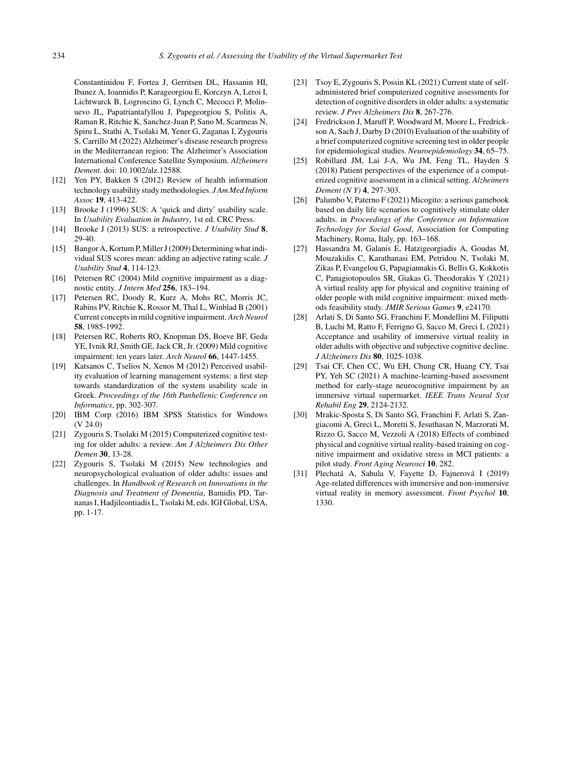Constantinidou F, Fortea J, Gerritsen DL, Hassanin HI, Ibanez A, Ioannidis P, Karageorgiou E, Korczyn A, Leroi I, Lichtwarck B, Logroscino G, Lynch C, Mecocci P, Molinuevo JL, Papatriantafyllou J, Papegeorgiou S, Politis A, Raman R, Ritchie K, Sanchez-Juan P, Sano M, Scarmeas N, Spiru L, Stathi A, Tsolaki M, Yener G, Zaganas I, Zygouris S, Carrillo M (2022) Alzheimer's disease research progress in the Mediterranean region: The Alzheimer's Association International Conference Satellite Symposium. *Alzheimers Dement*. doi: 10.1002/alz.12588.

[12] Yen PY, Bakken S (2012) Review of health information technology usability study methodologies. *J Am Med Inform Assoc* **19**, 413-422.

[13] Brooke J (1996) SUS: A 'quick and dirty' usability scale. In *Usability Evaluation in Industry*, 1st ed. CRC Press.

[14] Brooke J (2013) SUS: a retrospective. *J Usability Stud* **8**, 29-40.

[15] Bangor A, Kortum P, Miller J (2009) Determining what individual SUS scores mean: adding an adjective rating scale. *J Usability Stud* **4**, 114-123.

[16] Petersen RC (2004) Mild cognitive impairment as a diagnostic entity. *J Intern Med* **256**, 183–194.

[17] Petersen RC, Doody R, Kurz A, Mohs RC, Morris JC, Rabins PV, Ritchie K, Rossor M, Thal L, Winblad B (2001) Current concepts in mild cognitive impairment. *Arch Neurol* **58**, 1985-1992.

[18] Petersen RC, Roberts RO, Knopman DS, Boeve BF, Geda YE, Ivnik RJ, Smith GE, Jack CR, Jr. (2009) Mild cognitive impairment: ten years later. *Arch Neurol* **66**, 1447-1455.

[19] Katsanos C, Tselios N, Xenos M (2012) Perceived usability evaluation of learning management systems: a first step towards standardization of the system usability scale in Greek. *Proceedings of the 16th Panhellenic Conference on Informatics*, pp. 302-307.

[20] IBM Corp (2016) IBM SPSS Statistics for Windows (V 24.0)

[21] Zygouris S, Tsolaki M (2015) Computerized cognitive testing for older adults: a review. *Am J Alzheimers Dis Other Demen* **30**, 13-28.

[22] Zygouris S, Tsolaki M (2015) New technologies and neuropsychological evaluation of older adults: issues and challenges. In *Handbook of Research on Innovations in the Diagnosis and Treatment of Dementia*, Bamidis PD, Tarnanas I, Hadjileontiadis L, Tsolaki M, eds. IGI Global, USA, pp. 1-17.

[23] Tsoy E, Zygouris S, Possin KL (2021) Current state of self-administered brief computerized cognitive assessments for detection of cognitive disorders in older adults: a systematic review. *J Prev Alzheimers Dis* **8**, 267-276.

[24] Fredrickson J, Maruff P, Woodward M, Moore L, Fredrickson A, Sach J, Darby D (2010) Evaluation of the usability of a brief computerized cognitive screening test in older people for epidemiological studies. *Neuroepidemiology* **34**, 65–75.

[25] Robillard JM, Lai J-A, Wu JM, Feng TL, Hayden S (2018) Patient perspectives of the experience of a computerized cognitive assessment in a clinical setting. *Alzheimers Dement (N Y)* **4**, 297-303.

[26] Palumbo V, Paterno F (2021) Micogito: a serious gamebook based on daily life scenarios to cognitively stimulate older adults. in *Proceedings of the Conference on Information Technology for Social Good*, Association for Computing Machinery, Roma, Italy, pp. 163–168.

[27] Hassandra M, Galanis E, Hatzigeorgiadis A, Goudas M, Mouzakidis C, Karathanasi EM, Petridou N, Tsolaki M, Zikas P, Evangelou G, Papagiannakis G, Bellis G, Kokkotis C, Panagiotopoulos SR, Giakas G, Theodorakis Y (2021) A virtual reality app for physical and cognitive training of older people with mild cognitive impairment: mixed methods feasibility study. *JMIR Serious Games* **9**, e24170.

[28] Arlati S, Di Santo SG, Franchini F, Mondellini M, Filiputti B, Luchi M, Ratto F, Ferrigno G, Sacco M, Greci L (2021) Acceptance and usability of immersive virtual reality in older adults with objective and subjective cognitive decline. *J Alzheimers Dis* **80**, 1025-1038.

[29] Tsai CF, Chen CC, Wu EH, Chung CR, Huang CY, Tsai PY, Yeh SC (2021) A machine-learning-based assessment method for early-stage neurocognitive impairment by an immersive virtual supermarket. *IEEE Trans Neural Syst Rehabil Eng* **29**, 2124-2132.

[30] Mrakic-Sposta S, Di Santo SG, Franchini F, Arlati S, Zangiacomi A, Greci L, Moretti S, Jesuthasan N, Marzorati M, Rizzo G, Sacco M, Vezzoli A (2018) Effects of combined physical and cognitive virtual reality-based training on cognitive impairment and oxidative stress in MCI patients: a pilot study. *Front Aging Neurosci* **10**, 282.

[31] Plechatá A, Sahula V, Fayette D, Fajnerová I (2019) Age-related differences with immersive and non-immersive virtual reality in memory assessment. *Front Psychol* **10**, 1330.